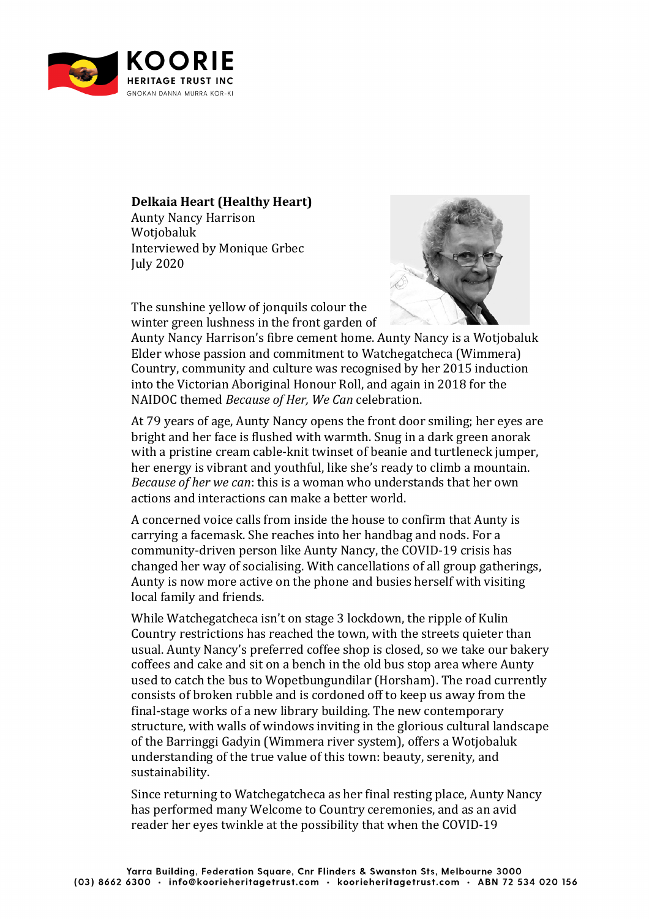**Delkaia Heart (Healthy Heart)**
Aunty Nancy Harrison
Wotjobaluk
Interviewed by Monique Grbec
July 2020

The sunshine yellow of jonquils colour the winter green lushness in the front garden of Aunty Nancy Harrison's fibre cement home. Aunty Nancy is a Wotjobaluk Elder whose passion and commitment to Watchegatcheca (Wimmera) Country, community and culture was recognised by her 2015 induction into the Victorian Aboriginal Honour Roll, and again in 2018 for the NAIDOC themed *Because of Her, We Can* celebration.

At 79 years of age, Aunty Nancy opens the front door smiling; her eyes are bright and her face is flushed with warmth. Snug in a dark green anorak with a pristine cream cable-knit twinset of beanie and turtleneck jumper, her energy is vibrant and youthful, like she's ready to climb a mountain. *Because of her we can*: this is a woman who understands that her own actions and interactions can make a better world.

A concerned voice calls from inside the house to confirm that Aunty is carrying a facemask. She reaches into her handbag and nods. For a community-driven person like Aunty Nancy, the COVID-19 crisis has changed her way of socialising. With cancellations of all group gatherings, Aunty is now more active on the phone and busies herself with visiting local family and friends.

While Watchegatcheca isn't on stage 3 lockdown, the ripple of Kulin Country restrictions has reached the town, with the streets quieter than usual. Aunty Nancy's preferred coffee shop is closed, so we take our bakery coffees and cake and sit on a bench in the old bus stop area where Aunty used to catch the bus to Wopetbungundilar (Horsham). The road currently consists of broken rubble and is cordoned off to keep us away from the final-stage works of a new library building. The new contemporary structure, with walls of windows inviting in the glorious cultural landscape of the Barringgi Gadyin (Wimmera river system), offers a Wotjobaluk understanding of the true value of this town: beauty, serenity, and sustainability.

Since returning to Watchegatcheca as her final resting place, Aunty Nancy has performed many Welcome to Country ceremonies, and as an avid reader her eyes twinkle at the possibility that when the COVID-19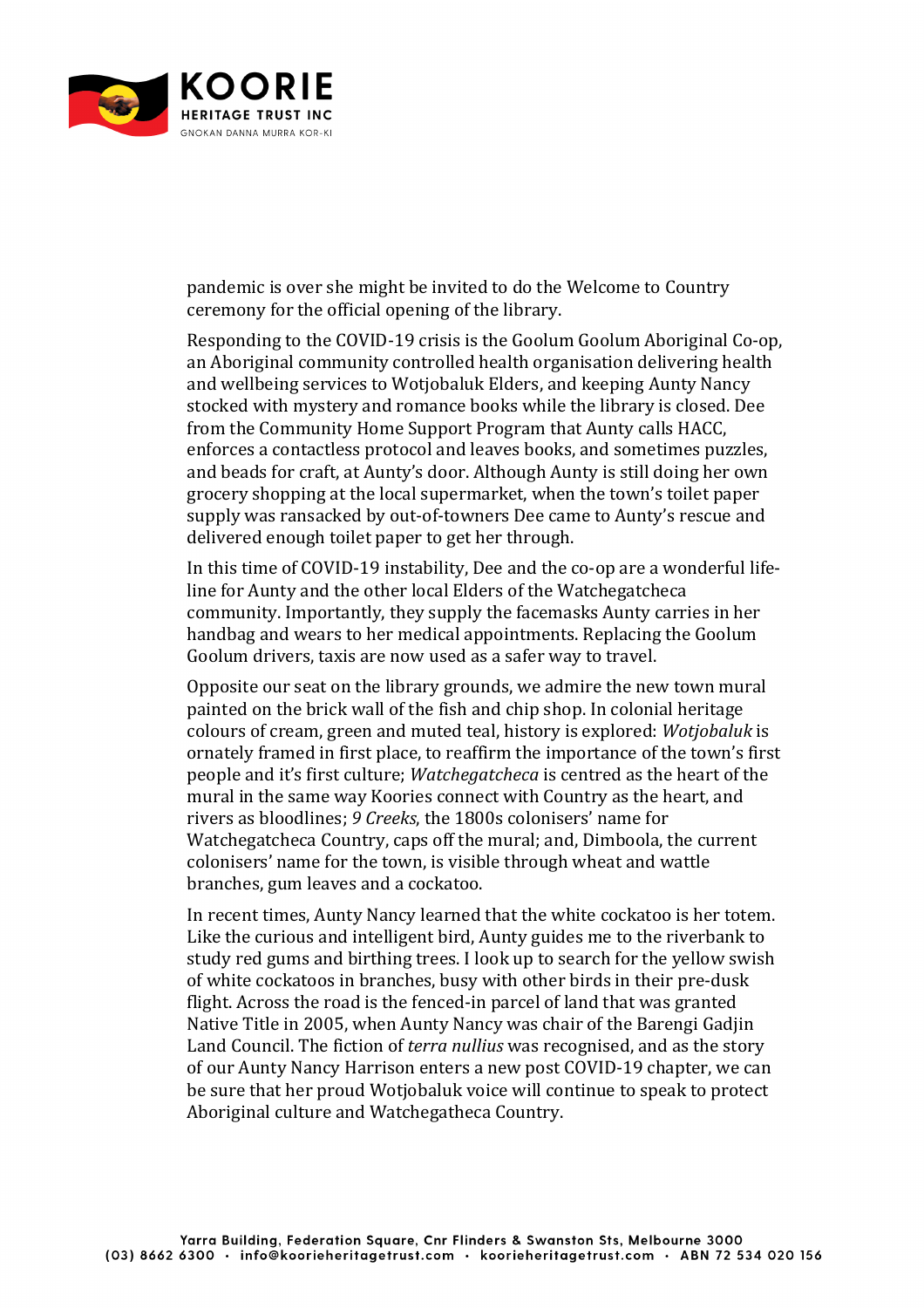pandemic is over she might be invited to do the Welcome to Country ceremony for the official opening of the library.

Responding to the COVID-19 crisis is the Goolum Goolum Aboriginal Co-op, an Aboriginal community controlled health organisation delivering health and wellbeing services to Wotjobaluk Elders, and keeping Aunty Nancy stocked with mystery and romance books while the library is closed. Dee from the Community Home Support Program that Aunty calls HACC, enforces a contactless protocol and leaves books, and sometimes puzzles, and beads for craft, at Aunty's door. Although Aunty is still doing her own grocery shopping at the local supermarket, when the town's toilet paper supply was ransacked by out-of-towners Dee came to Aunty's rescue and delivered enough toilet paper to get her through.

In this time of COVID-19 instability, Dee and the co-op are a wonderful life-line for Aunty and the other local Elders of the Watchegatcheca community. Importantly, they supply the facemasks Aunty carries in her handbag and wears to her medical appointments. Replacing the Goolum Goolum drivers, taxis are now used as a safer way to travel.

Opposite our seat on the library grounds, we admire the new town mural painted on the brick wall of the fish and chip shop. In colonial heritage colours of cream, green and muted teal, history is explored: *Wotjobaluk* is ornately framed in first place, to reaffirm the importance of the town's first people and it's first culture; *Watchegatcheca* is centred as the heart of the mural in the same way Koories connect with Country as the heart, and rivers as bloodlines; *9 Creeks*, the 1800s colonisers' name for Watchegatcheca Country, caps off the mural; and, Dimboola, the current colonisers' name for the town, is visible through wheat and wattle branches, gum leaves and a cockatoo.

In recent times, Aunty Nancy learned that the white cockatoo is her totem. Like the curious and intelligent bird, Aunty guides me to the riverbank to study red gums and birthing trees. I look up to search for the yellow swish of white cockatoos in branches, busy with other birds in their pre-dusk flight. Across the road is the fenced-in parcel of land that was granted Native Title in 2005, when Aunty Nancy was chair of the Barengi Gadjin Land Council. The fiction of *terra nullius* was recognised, and as the story of our Aunty Nancy Harrison enters a new post COVID-19 chapter, we can be sure that her proud Wotjobaluk voice will continue to speak to protect Aboriginal culture and Watchegatheca Country.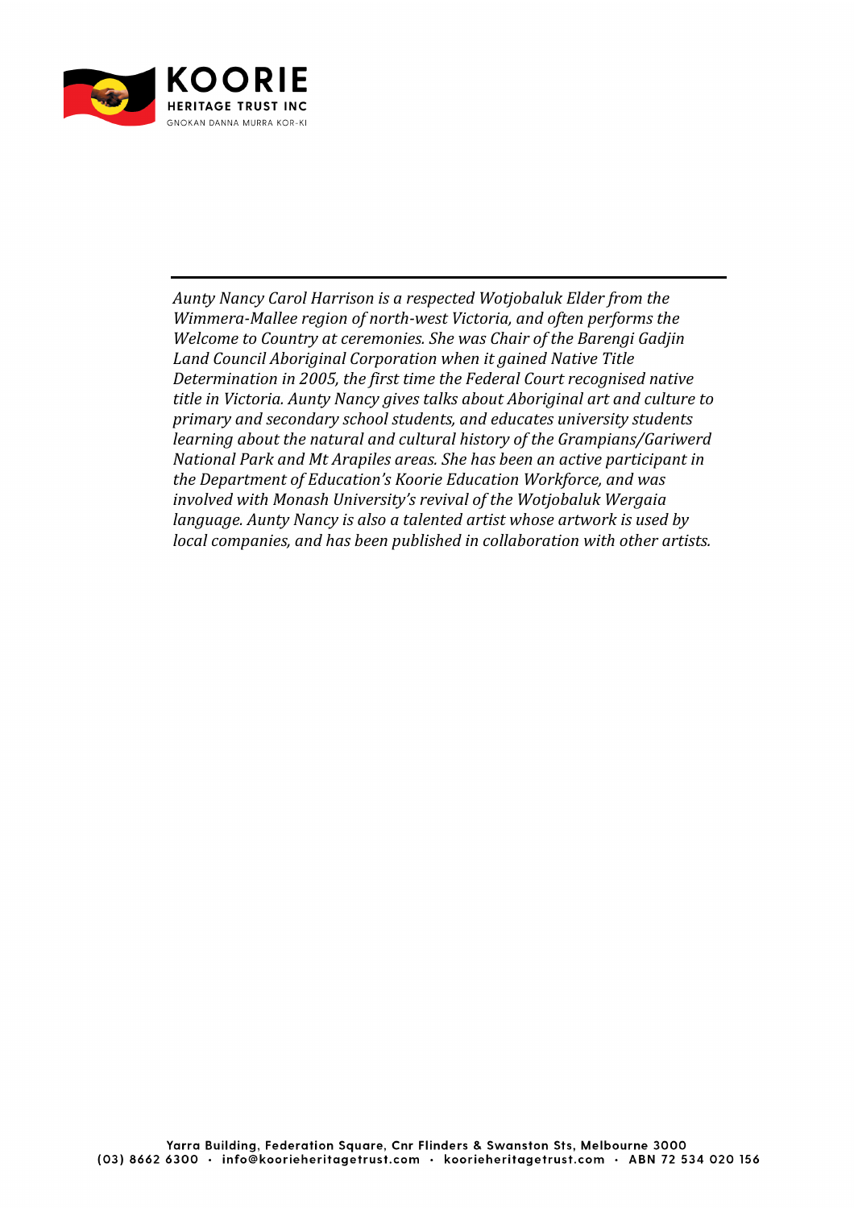*Aunty Nancy Carol Harrison is a respected Wotjobaluk Elder from the Wimmera-Mallee region of north-west Victoria, and often performs the Welcome to Country at ceremonies. She was Chair of the Barengi Gadjin Land Council Aboriginal Corporation when it gained Native Title Determination in 2005, the first time the Federal Court recognised native title in Victoria. Aunty Nancy gives talks about Aboriginal art and culture to primary and secondary school students, and educates university students learning about the natural and cultural history of the Grampians/Gariwerd National Park and Mt Arapiles areas. She has been an active participant in the Department of Education's Koorie Education Workforce, and was involved with Monash University's revival of the Wotjobaluk Wergaia language. Aunty Nancy is also a talented artist whose artwork is used by local companies, and has been published in collaboration with other artists.*